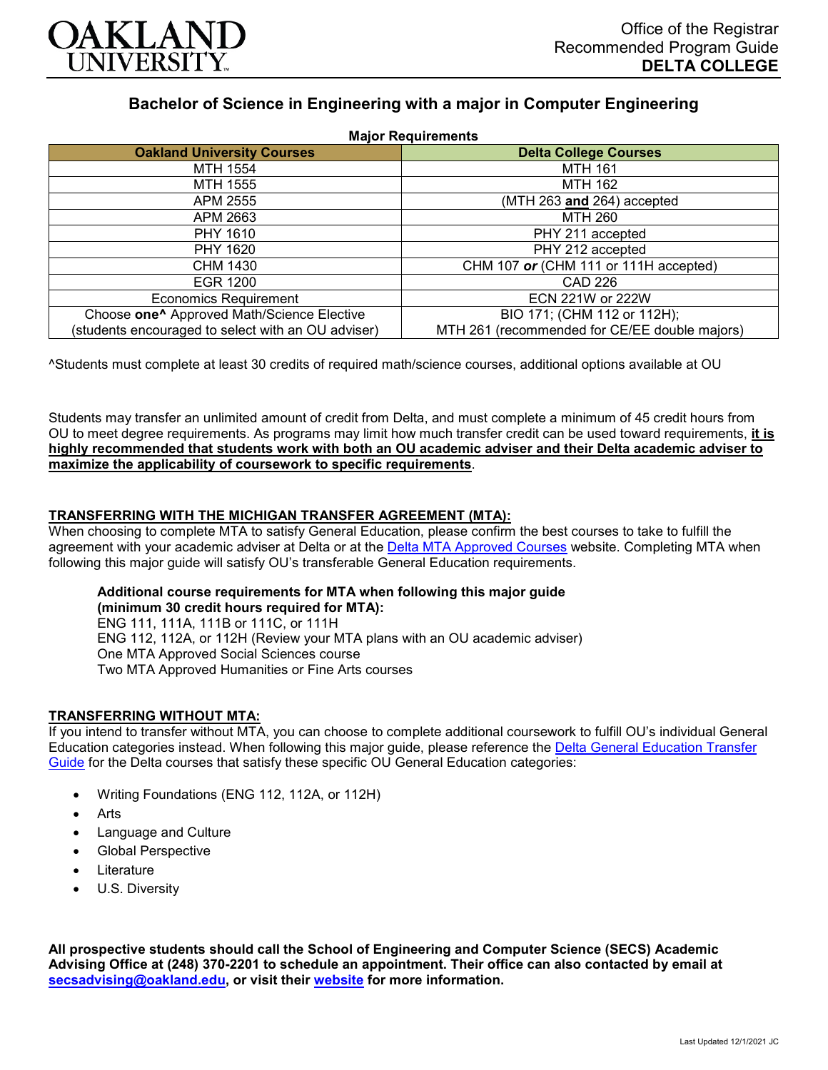OAKLAND UNIVERSITY

Office of the Registrar
Recommended Program Guide
**DELTA COLLEGE**

## Bachelor of Science in Engineering with a major in Computer Engineering

**Major Requirements**

| Oakland University Courses | Delta College Courses |
|---|---|
| MTH 1554 | MTH 161 |
| MTH 1555 | MTH 162 |
| APM 2555 | (MTH 263 **and** 264) accepted |
| APM 2663 | MTH 260 |
| PHY 1610 | PHY 211 accepted |
| PHY 1620 | PHY 212 accepted |
| CHM 1430 | CHM 107 ***or*** (CHM 111 or 111H accepted) |
| EGR 1200 | CAD 226 |
| Economics Requirement | ECN 221W or 222W |
| Choose **one^** Approved Math/Science Elective (students encouraged to select with an OU adviser) | BIO 171; (CHM 112 or 112H); MTH 261 (recommended for CE/EE double majors) |

^Students must complete at least 30 credits of required math/science courses, additional options available at OU

Students may transfer an unlimited amount of credit from Delta, and must complete a minimum of 45 credit hours from OU to meet degree requirements. As programs may limit how much transfer credit can be used toward requirements, **it is highly recommended that students work with both an OU academic adviser and their Delta academic adviser to maximize the applicability of coursework to specific requirements**.

**TRANSFERRING WITH THE MICHIGAN TRANSFER AGREEMENT (MTA):**

When choosing to complete MTA to satisfy General Education, please confirm the best courses to take to fulfill the agreement with your academic adviser at Delta or at the Delta MTA Approved Courses website. Completing MTA when following this major guide will satisfy OU's transferable General Education requirements.

**Additional course requirements for MTA when following this major guide (minimum 30 credit hours required for MTA):**

ENG 111, 111A, 111B or 111C, or 111H
ENG 112, 112A, or 112H (Review your MTA plans with an OU academic adviser)
One MTA Approved Social Sciences course
Two MTA Approved Humanities or Fine Arts courses

**TRANSFERRING WITHOUT MTA:**

If you intend to transfer without MTA, you can choose to complete additional coursework to fulfill OU's individual General Education categories instead. When following this major guide, please reference the Delta General Education Transfer Guide for the Delta courses that satisfy these specific OU General Education categories:

- Writing Foundations (ENG 112, 112A, or 112H)
- Arts
- Language and Culture
- Global Perspective
- Literature
- U.S. Diversity

**All prospective students should call the School of Engineering and Computer Science (SECS) Academic Advising Office at (248) 370-2201 to schedule an appointment. Their office can also contacted by email at secsadvising@oakland.edu, or visit their website for more information.**

Last Updated 12/1/2021 JC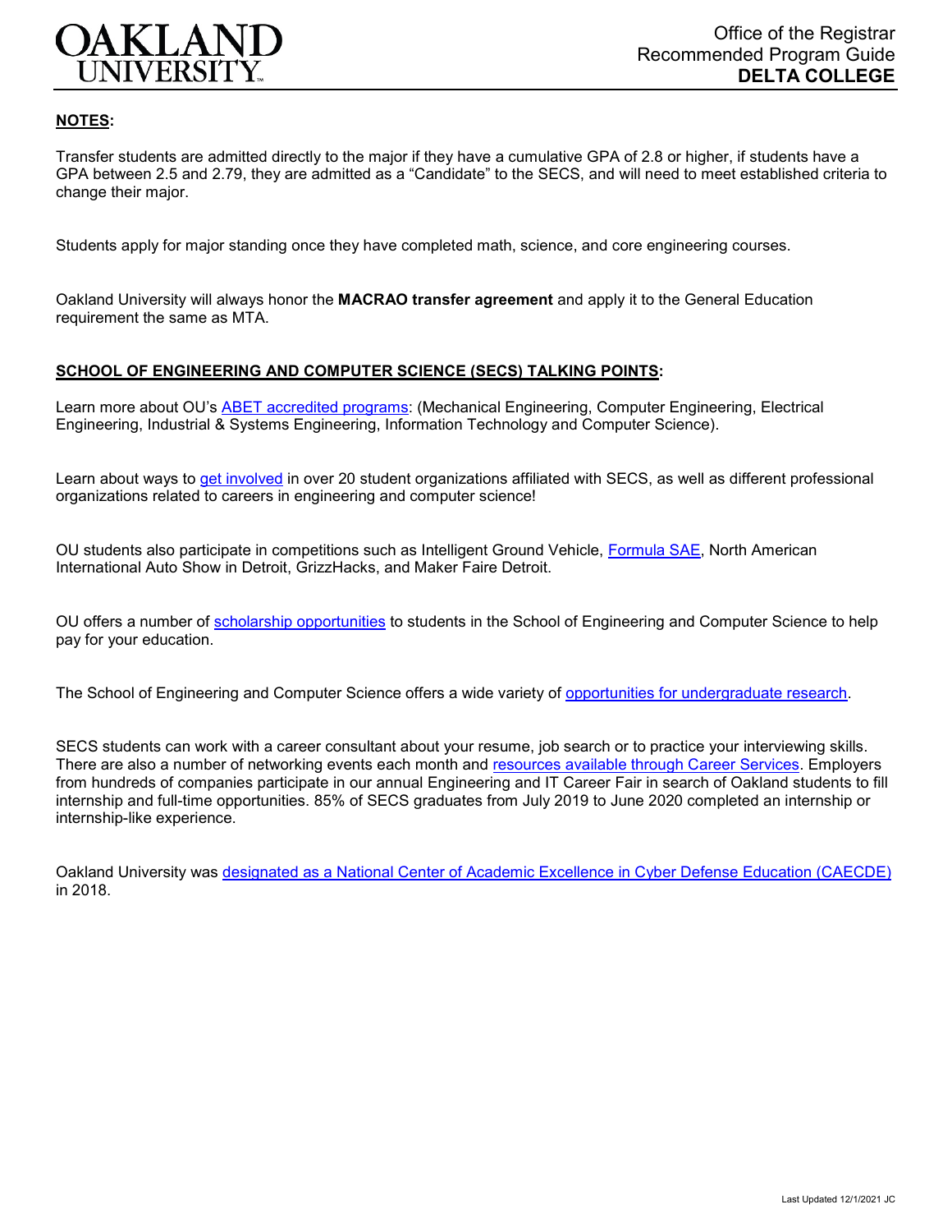**NOTES:**

Transfer students are admitted directly to the major if they have a cumulative GPA of 2.8 or higher, if students have a GPA between 2.5 and 2.79, they are admitted as a "Candidate" to the SECS, and will need to meet established criteria to change their major.

Students apply for major standing once they have completed math, science, and core engineering courses.

Oakland University will always honor the **MACRAO transfer agreement** and apply it to the General Education requirement the same as MTA.

**SCHOOL OF ENGINEERING AND COMPUTER SCIENCE (SECS) TALKING POINTS:**

Learn more about OU's ABET accredited programs: (Mechanical Engineering, Computer Engineering, Electrical Engineering, Industrial & Systems Engineering, Information Technology and Computer Science).

Learn about ways to get involved in over 20 student organizations affiliated with SECS, as well as different professional organizations related to careers in engineering and computer science!

OU students also participate in competitions such as Intelligent Ground Vehicle, Formula SAE, North American International Auto Show in Detroit, GrizzHacks, and Maker Faire Detroit.

OU offers a number of scholarship opportunities to students in the School of Engineering and Computer Science to help pay for your education.

The School of Engineering and Computer Science offers a wide variety of opportunities for undergraduate research.

SECS students can work with a career consultant about your resume, job search or to practice your interviewing skills. There are also a number of networking events each month and resources available through Career Services. Employers from hundreds of companies participate in our annual Engineering and IT Career Fair in search of Oakland students to fill internship and full-time opportunities. 85% of SECS graduates from July 2019 to June 2020 completed an internship or internship-like experience.

Oakland University was designated as a National Center of Academic Excellence in Cyber Defense Education (CAECDE) in 2018.

Last Updated 12/1/2021 JC